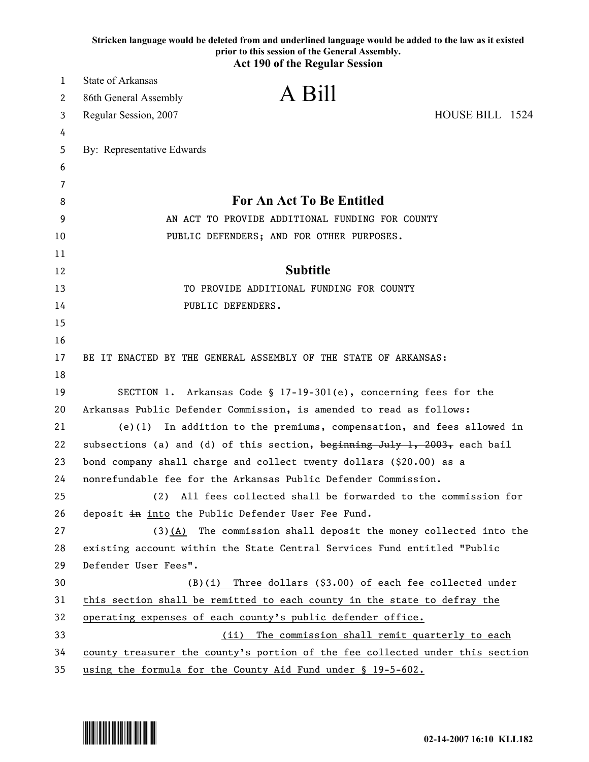**Stricken language would be deleted from and underlined language would be added to the law as it existed prior to this session of the General Assembly.**

**Act 190 of the Regular Session**

State of Arkansas
86th General Assembly
Regular Session, 2007

# A Bill

HOUSE BILL 1524

By: Representative Edwards

## For An Act To Be Entitled

AN ACT TO PROVIDE ADDITIONAL FUNDING FOR COUNTY PUBLIC DEFENDERS; AND FOR OTHER PURPOSES.

## Subtitle

TO PROVIDE ADDITIONAL FUNDING FOR COUNTY PUBLIC DEFENDERS.

BE IT ENACTED BY THE GENERAL ASSEMBLY OF THE STATE OF ARKANSAS:

SECTION 1. Arkansas Code § 17-19-301(e), concerning fees for the Arkansas Public Defender Commission, is amended to read as follows:

(e)(1) In addition to the premiums, compensation, and fees allowed in subsections (a) and (d) of this section, ~~beginning July 1, 2003,~~ each bail bond company shall charge and collect twenty dollars ($20.00) as a nonrefundable fee for the Arkansas Public Defender Commission.

(2) All fees collected shall be forwarded to the commission for deposit ~~in~~ <u>into</u> the Public Defender User Fee Fund.

(3)<u>(A)</u> The commission shall deposit the money collected into the existing account within the State Central Services Fund entitled "Public Defender User Fees".

<u>(B)(i) Three dollars ($3.00) of each fee collected under this section shall be remitted to each county in the state to defray the operating expenses of each county's public defender office.</u>

<u>(ii) The commission shall remit quarterly to each county treasurer the county's portion of the fee collected under this section using the formula for the County Aid Fund under § 19-5-602.</u>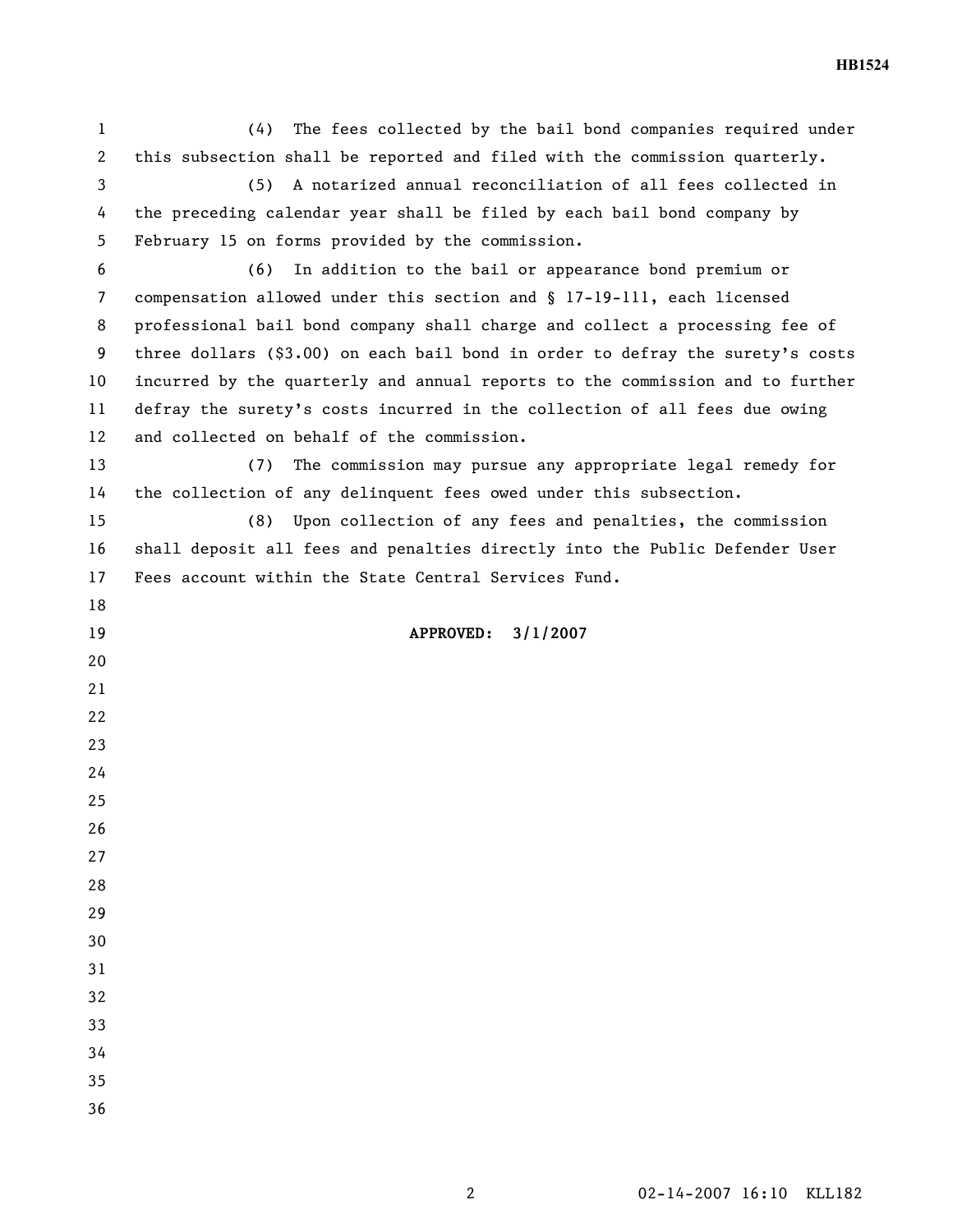(4) The fees collected by the bail bond companies required under this subsection shall be reported and filed with the commission quarterly.

(5) A notarized annual reconciliation of all fees collected in the preceding calendar year shall be filed by each bail bond company by February 15 on forms provided by the commission.

(6) In addition to the bail or appearance bond premium or compensation allowed under this section and § 17-19-111, each licensed professional bail bond company shall charge and collect a processing fee of three dollars ($3.00) on each bail bond in order to defray the surety's costs incurred by the quarterly and annual reports to the commission and to further defray the surety's costs incurred in the collection of all fees due owing and collected on behalf of the commission.

(7) The commission may pursue any appropriate legal remedy for the collection of any delinquent fees owed under this subsection.

(8) Upon collection of any fees and penalties, the commission shall deposit all fees and penalties directly into the Public Defender User Fees account within the State Central Services Fund.

**APPROVED: 3/1/2007**